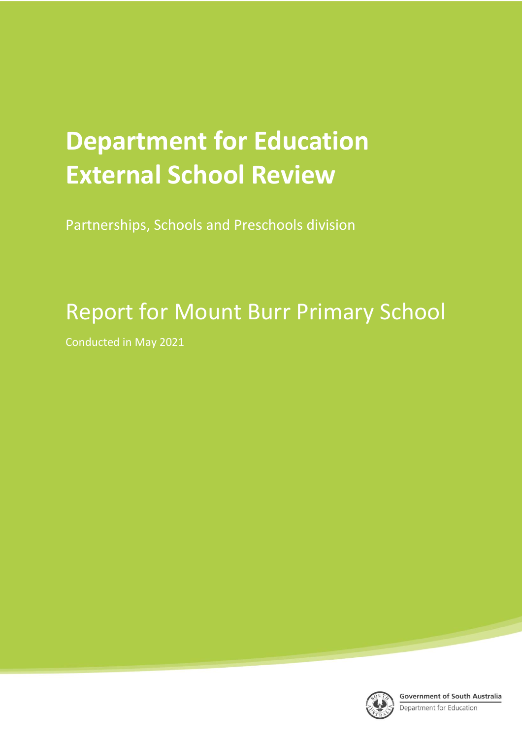# Department for Education External School Review

Partnerships, Schools and Preschools division

## Report for Mount Burr Primary School

Conducted in May 2021

Government of South Australia
Department for Education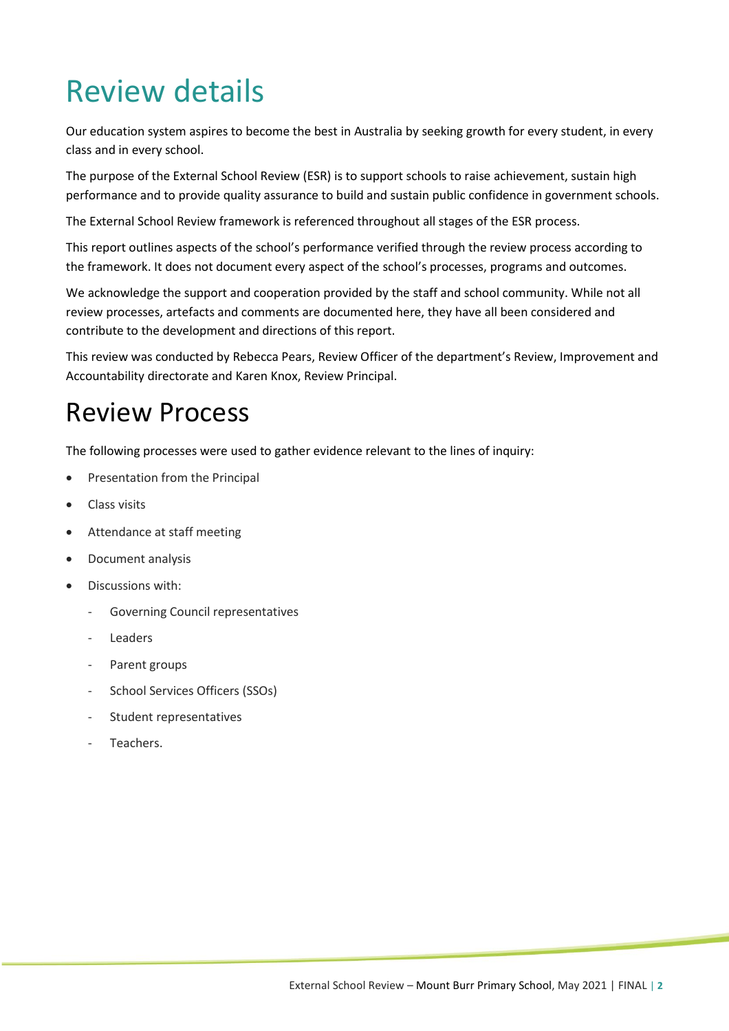# Review details

Our education system aspires to become the best in Australia by seeking growth for every student, in every class and in every school.

The purpose of the External School Review (ESR) is to support schools to raise achievement, sustain high performance and to provide quality assurance to build and sustain public confidence in government schools.

The External School Review framework is referenced throughout all stages of the ESR process.

This report outlines aspects of the school's performance verified through the review process according to the framework. It does not document every aspect of the school's processes, programs and outcomes.

We acknowledge the support and cooperation provided by the staff and school community. While not all review processes, artefacts and comments are documented here, they have all been considered and contribute to the development and directions of this report.

This review was conducted by Rebecca Pears, Review Officer of the department's Review, Improvement and Accountability directorate and Karen Knox, Review Principal.

# Review Process

The following processes were used to gather evidence relevant to the lines of inquiry:

- Presentation from the Principal
- Class visits
- Attendance at staff meeting
- Document analysis
- Discussions with:
  - Governing Council representatives
  - Leaders
  - Parent groups
  - School Services Officers (SSOs)
  - Student representatives
  - Teachers.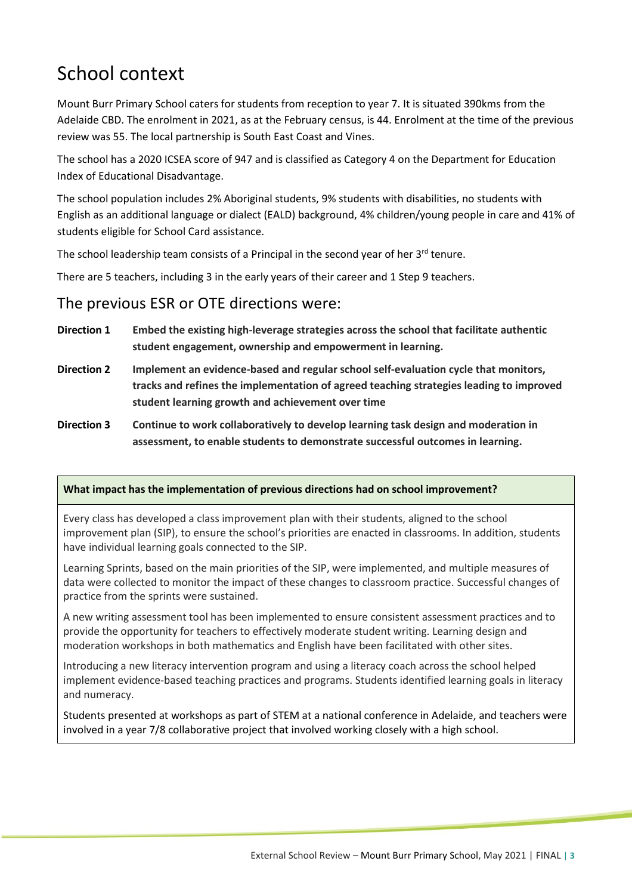# School context

Mount Burr Primary School caters for students from reception to year 7. It is situated 390kms from the Adelaide CBD. The enrolment in 2021, as at the February census, is 44. Enrolment at the time of the previous review was 55. The local partnership is South East Coast and Vines.

The school has a 2020 ICSEA score of 947 and is classified as Category 4 on the Department for Education Index of Educational Disadvantage.

The school population includes 2% Aboriginal students, 9% students with disabilities, no students with English as an additional language or dialect (EALD) background, 4% children/young people in care and 41% of students eligible for School Card assistance.

The school leadership team consists of a Principal in the second year of her 3rd tenure.

There are 5 teachers, including 3 in the early years of their career and 1 Step 9 teachers.

## The previous ESR or OTE directions were:

**Direction 1** **Embed the existing high-leverage strategies across the school that facilitate authentic student engagement, ownership and empowerment in learning.**

**Direction 2** **Implement an evidence-based and regular school self-evaluation cycle that monitors, tracks and refines the implementation of agreed teaching strategies leading to improved student learning growth and achievement over time**

**Direction 3** **Continue to work collaboratively to develop learning task design and moderation in assessment, to enable students to demonstrate successful outcomes in learning.**

| **What impact has the implementation of previous directions had on school improvement?** |
|---|
| Every class has developed a class improvement plan with their students, aligned to the school improvement plan (SIP), to ensure the school's priorities are enacted in classrooms. In addition, students have individual learning goals connected to the SIP.<br><br>Learning Sprints, based on the main priorities of the SIP, were implemented, and multiple measures of data were collected to monitor the impact of these changes to classroom practice. Successful changes of practice from the sprints were sustained.<br><br>A new writing assessment tool has been implemented to ensure consistent assessment practices and to provide the opportunity for teachers to effectively moderate student writing. Learning design and moderation workshops in both mathematics and English have been facilitated with other sites.<br><br>Introducing a new literacy intervention program and using a literacy coach across the school helped implement evidence-based teaching practices and programs. Students identified learning goals in literacy and numeracy.<br><br>Students presented at workshops as part of STEM at a national conference in Adelaide, and teachers were involved in a year 7/8 collaborative project that involved working closely with a high school. |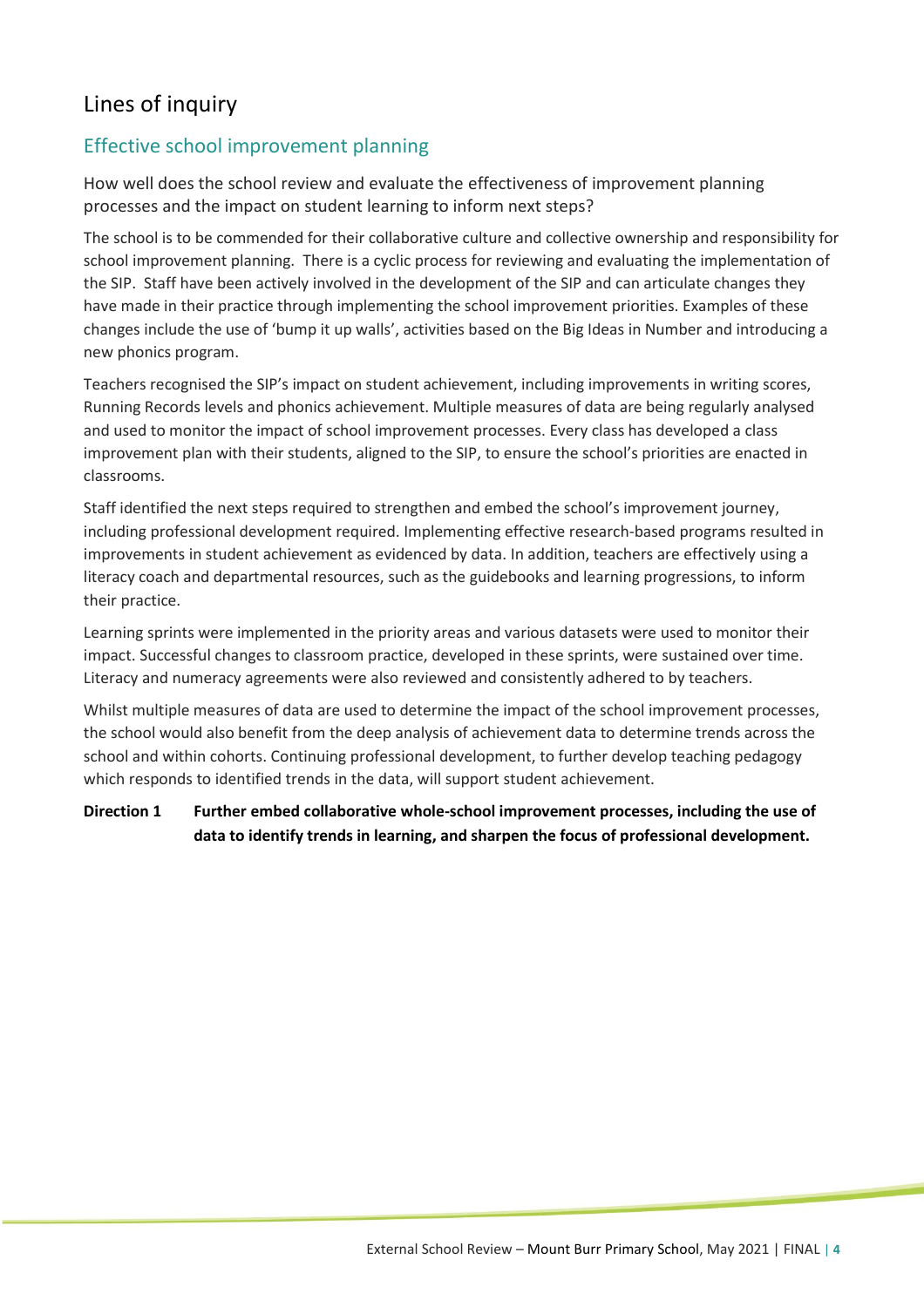# Lines of inquiry

## Effective school improvement planning

How well does the school review and evaluate the effectiveness of improvement planning processes and the impact on student learning to inform next steps?

The school is to be commended for their collaborative culture and collective ownership and responsibility for school improvement planning. There is a cyclic process for reviewing and evaluating the implementation of the SIP. Staff have been actively involved in the development of the SIP and can articulate changes they have made in their practice through implementing the school improvement priorities. Examples of these changes include the use of 'bump it up walls', activities based on the Big Ideas in Number and introducing a new phonics program.

Teachers recognised the SIP's impact on student achievement, including improvements in writing scores, Running Records levels and phonics achievement. Multiple measures of data are being regularly analysed and used to monitor the impact of school improvement processes. Every class has developed a class improvement plan with their students, aligned to the SIP, to ensure the school's priorities are enacted in classrooms.

Staff identified the next steps required to strengthen and embed the school's improvement journey, including professional development required. Implementing effective research-based programs resulted in improvements in student achievement as evidenced by data. In addition, teachers are effectively using a literacy coach and departmental resources, such as the guidebooks and learning progressions, to inform their practice.

Learning sprints were implemented in the priority areas and various datasets were used to monitor their impact. Successful changes to classroom practice, developed in these sprints, were sustained over time. Literacy and numeracy agreements were also reviewed and consistently adhered to by teachers.

Whilst multiple measures of data are used to determine the impact of the school improvement processes, the school would also benefit from the deep analysis of achievement data to determine trends across the school and within cohorts. Continuing professional development, to further develop teaching pedagogy which responds to identified trends in the data, will support student achievement.

**Direction 1 Further embed collaborative whole-school improvement processes, including the use of data to identify trends in learning, and sharpen the focus of professional development.**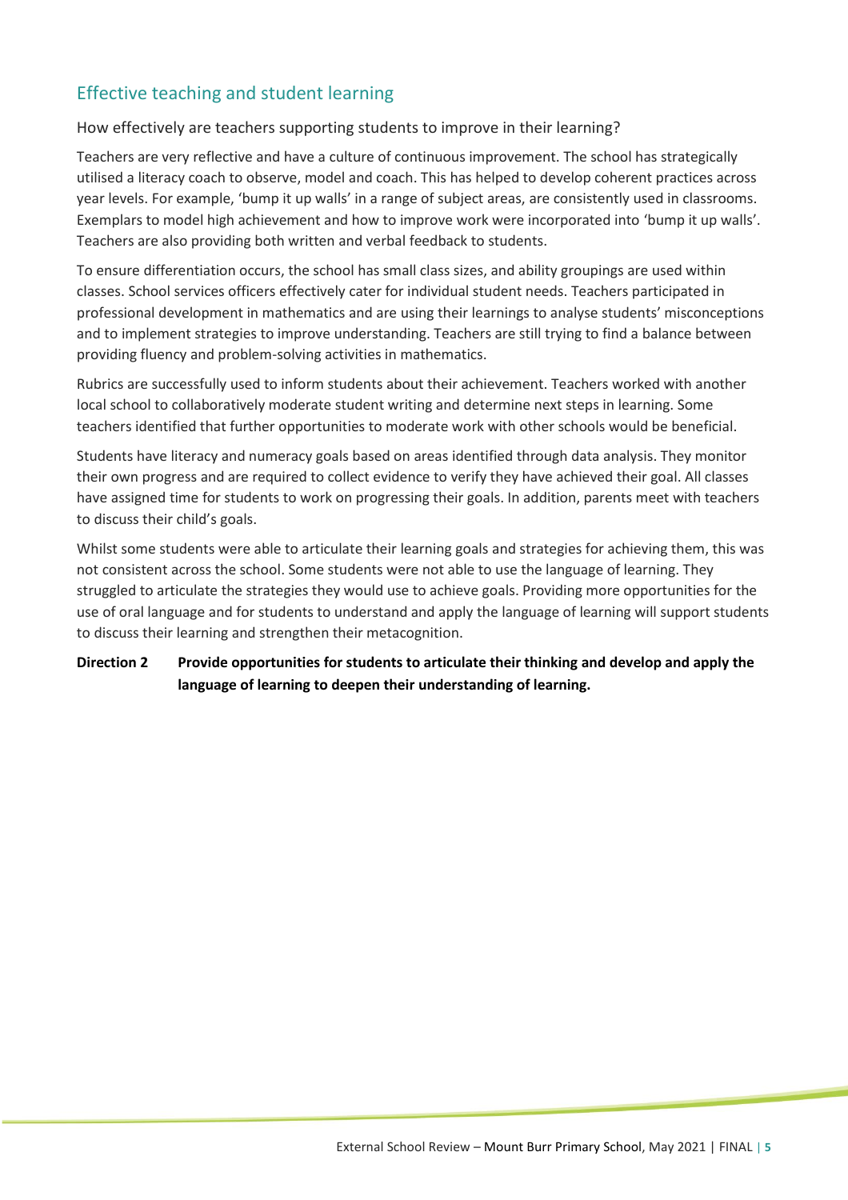## Effective teaching and student learning

### How effectively are teachers supporting students to improve in their learning?

Teachers are very reflective and have a culture of continuous improvement. The school has strategically utilised a literacy coach to observe, model and coach. This has helped to develop coherent practices across year levels. For example, 'bump it up walls' in a range of subject areas, are consistently used in classrooms. Exemplars to model high achievement and how to improve work were incorporated into 'bump it up walls'. Teachers are also providing both written and verbal feedback to students.

To ensure differentiation occurs, the school has small class sizes, and ability groupings are used within classes. School services officers effectively cater for individual student needs. Teachers participated in professional development in mathematics and are using their learnings to analyse students' misconceptions and to implement strategies to improve understanding. Teachers are still trying to find a balance between providing fluency and problem-solving activities in mathematics.

Rubrics are successfully used to inform students about their achievement. Teachers worked with another local school to collaboratively moderate student writing and determine next steps in learning. Some teachers identified that further opportunities to moderate work with other schools would be beneficial.

Students have literacy and numeracy goals based on areas identified through data analysis. They monitor their own progress and are required to collect evidence to verify they have achieved their goal. All classes have assigned time for students to work on progressing their goals. In addition, parents meet with teachers to discuss their child's goals.

Whilst some students were able to articulate their learning goals and strategies for achieving them, this was not consistent across the school. Some students were not able to use the language of learning. They struggled to articulate the strategies they would use to achieve goals. Providing more opportunities for the use of oral language and for students to understand and apply the language of learning will support students to discuss their learning and strengthen their metacognition.

**Direction 2 Provide opportunities for students to articulate their thinking and develop and apply the language of learning to deepen their understanding of learning.**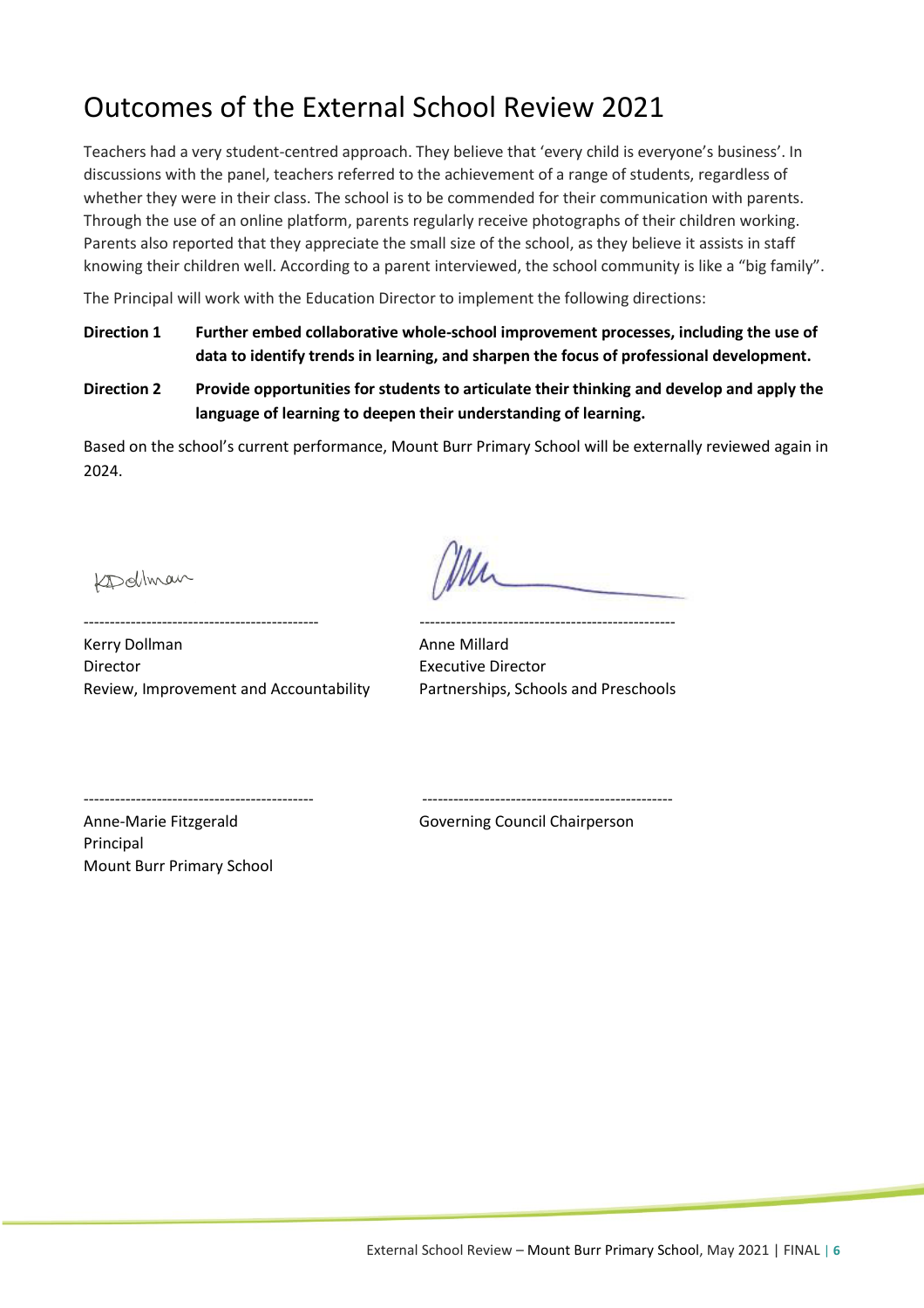# Outcomes of the External School Review 2021

Teachers had a very student-centred approach. They believe that 'every child is everyone's business'. In discussions with the panel, teachers referred to the achievement of a range of students, regardless of whether they were in their class. The school is to be commended for their communication with parents. Through the use of an online platform, parents regularly receive photographs of their children working. Parents also reported that they appreciate the small size of the school, as they believe it assists in staff knowing their children well. According to a parent interviewed, the school community is like a "big family".

The Principal will work with the Education Director to implement the following directions:

**Direction 1** **Further embed collaborative whole-school improvement processes, including the use of data to identify trends in learning, and sharpen the focus of professional development.**

**Direction 2** **Provide opportunities for students to articulate their thinking and develop and apply the language of learning to deepen their understanding of learning.**

Based on the school's current performance, Mount Burr Primary School will be externally reviewed again in 2024.

Kerry Dollman
Director
Review, Improvement and Accountability

Anne Millard
Executive Director
Partnerships, Schools and Preschools

Anne-Marie Fitzgerald
Principal
Mount Burr Primary School

Governing Council Chairperson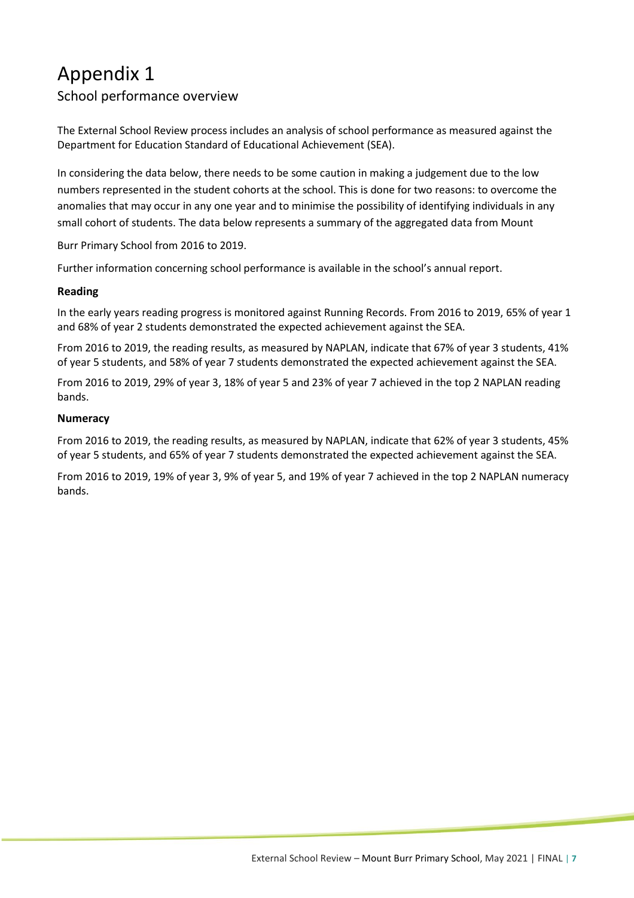# Appendix 1

## School performance overview

The External School Review process includes an analysis of school performance as measured against the Department for Education Standard of Educational Achievement (SEA).

In considering the data below, there needs to be some caution in making a judgement due to the low numbers represented in the student cohorts at the school. This is done for two reasons: to overcome the anomalies that may occur in any one year and to minimise the possibility of identifying individuals in any small cohort of students. The data below represents a summary of the aggregated data from Mount

Burr Primary School from 2016 to 2019.

Further information concerning school performance is available in the school's annual report.

### Reading

In the early years reading progress is monitored against Running Records. From 2016 to 2019, 65% of year 1 and 68% of year 2 students demonstrated the expected achievement against the SEA.

From 2016 to 2019, the reading results, as measured by NAPLAN, indicate that 67% of year 3 students, 41% of year 5 students, and 58% of year 7 students demonstrated the expected achievement against the SEA.

From 2016 to 2019, 29% of year 3, 18% of year 5 and 23% of year 7 achieved in the top 2 NAPLAN reading bands.

### Numeracy

From 2016 to 2019, the reading results, as measured by NAPLAN, indicate that 62% of year 3 students, 45% of year 5 students, and 65% of year 7 students demonstrated the expected achievement against the SEA.

From 2016 to 2019, 19% of year 3, 9% of year 5, and 19% of year 7 achieved in the top 2 NAPLAN numeracy bands.